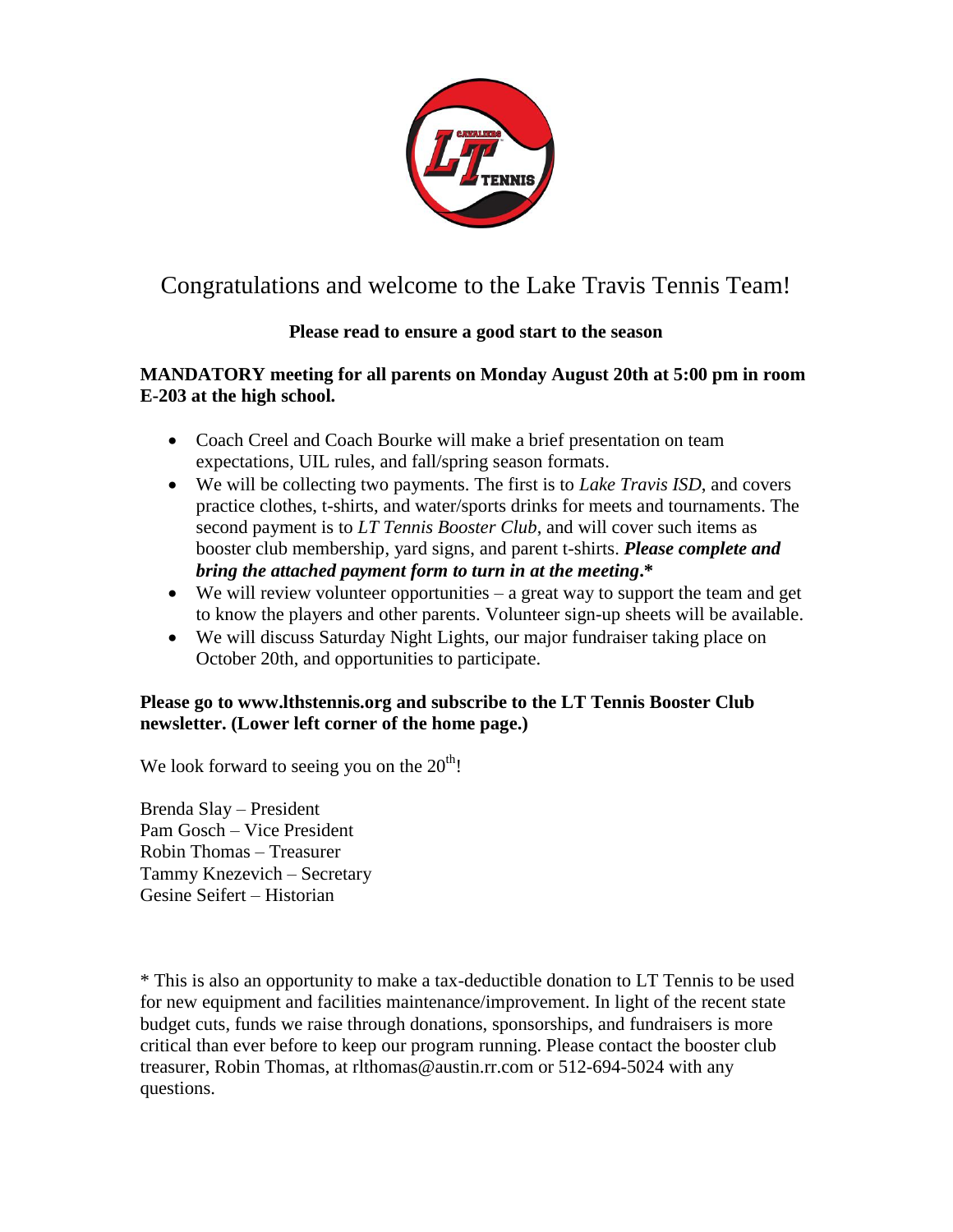# Congratulations and welcome to the Lake Travis Tennis Team!

**Please read to ensure a good start to the season**

**MANDATORY meeting for all parents on Monday August 20th at 5:00 pm in room E-203 at the high school.**

- Coach Creel and Coach Bourke will make a brief presentation on team expectations, UIL rules, and fall/spring season formats.
- We will be collecting two payments. The first is to *Lake Travis ISD*, and covers practice clothes, t-shirts, and water/sports drinks for meets and tournaments. The second payment is to *LT Tennis Booster Club*, and will cover such items as booster club membership, yard signs, and parent t-shirts. ***Please complete and bring the attached payment form to turn in at the meeting.****
- We will review volunteer opportunities – a great way to support the team and get to know the players and other parents. Volunteer sign-up sheets will be available.
- We will discuss Saturday Night Lights, our major fundraiser taking place on October 20th, and opportunities to participate.

**Please go to www.lthstennis.org and subscribe to the LT Tennis Booster Club newsletter. (Lower left corner of the home page.)**

We look forward to seeing you on the 20th!

Brenda Slay – President
Pam Gosch – Vice President
Robin Thomas – Treasurer
Tammy Knezevich – Secretary
Gesine Seifert – Historian

* This is also an opportunity to make a tax-deductible donation to LT Tennis to be used for new equipment and facilities maintenance/improvement. In light of the recent state budget cuts, funds we raise through donations, sponsorships, and fundraisers is more critical than ever before to keep our program running. Please contact the booster club treasurer, Robin Thomas, at rlthomas@austin.rr.com or 512-694-5024 with any questions.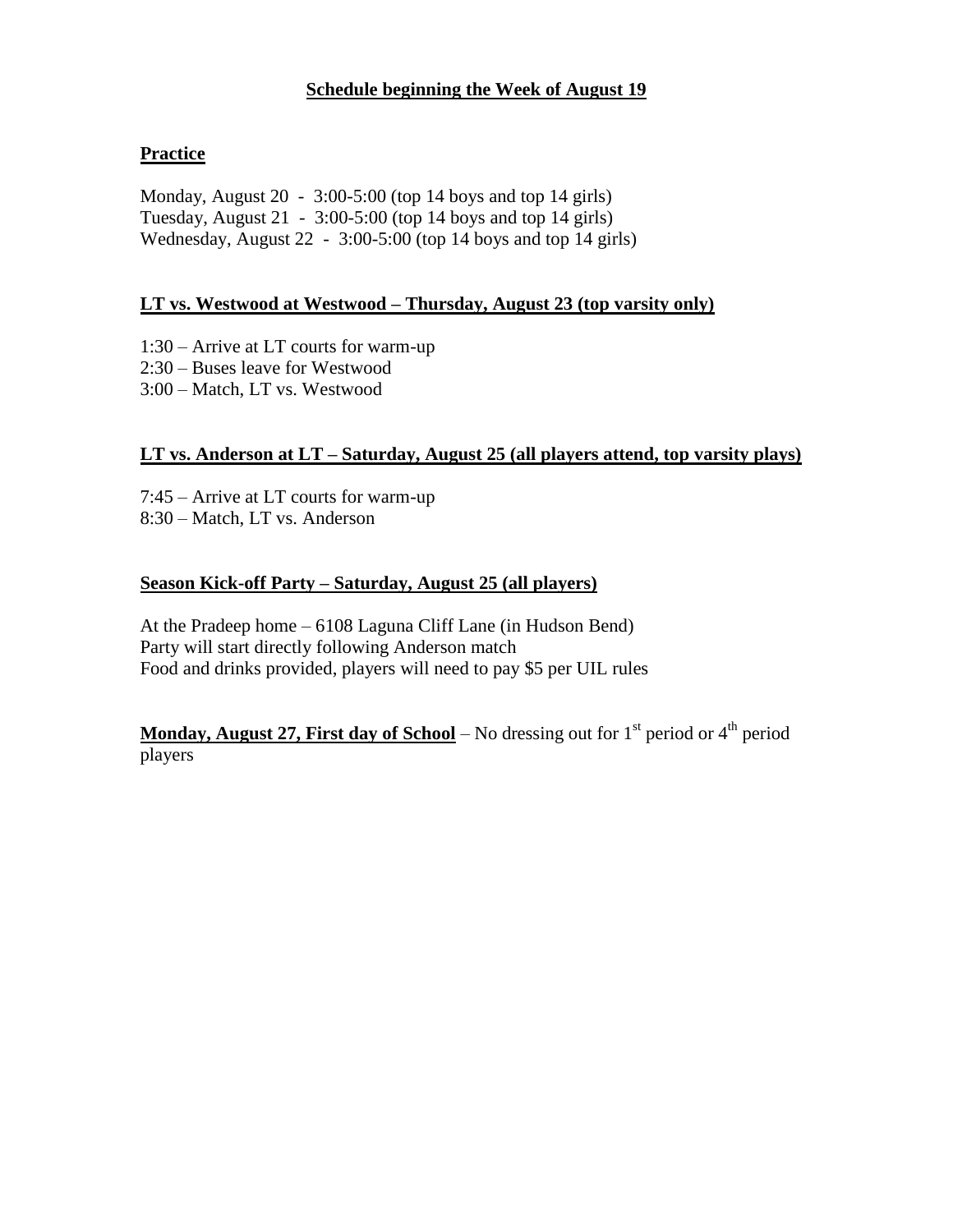## Schedule beginning the Week of August 19

### Practice

Monday, August 20 - 3:00-5:00 (top 14 boys and top 14 girls)
Tuesday, August 21 - 3:00-5:00 (top 14 boys and top 14 girls)
Wednesday, August 22 - 3:00-5:00 (top 14 boys and top 14 girls)

### LT vs. Westwood at Westwood – Thursday, August 23 (top varsity only)

1:30 – Arrive at LT courts for warm-up
2:30 – Buses leave for Westwood
3:00 – Match, LT vs. Westwood

### LT vs. Anderson at LT – Saturday, August 25 (all players attend, top varsity plays)

7:45 – Arrive at LT courts for warm-up
8:30 – Match, LT vs. Anderson

### Season Kick-off Party – Saturday, August 25 (all players)

At the Pradeep home – 6108 Laguna Cliff Lane (in Hudson Bend)
Party will start directly following Anderson match
Food and drinks provided, players will need to pay $5 per UIL rules

**Monday, August 27, First day of School** – No dressing out for 1st period or 4th period players